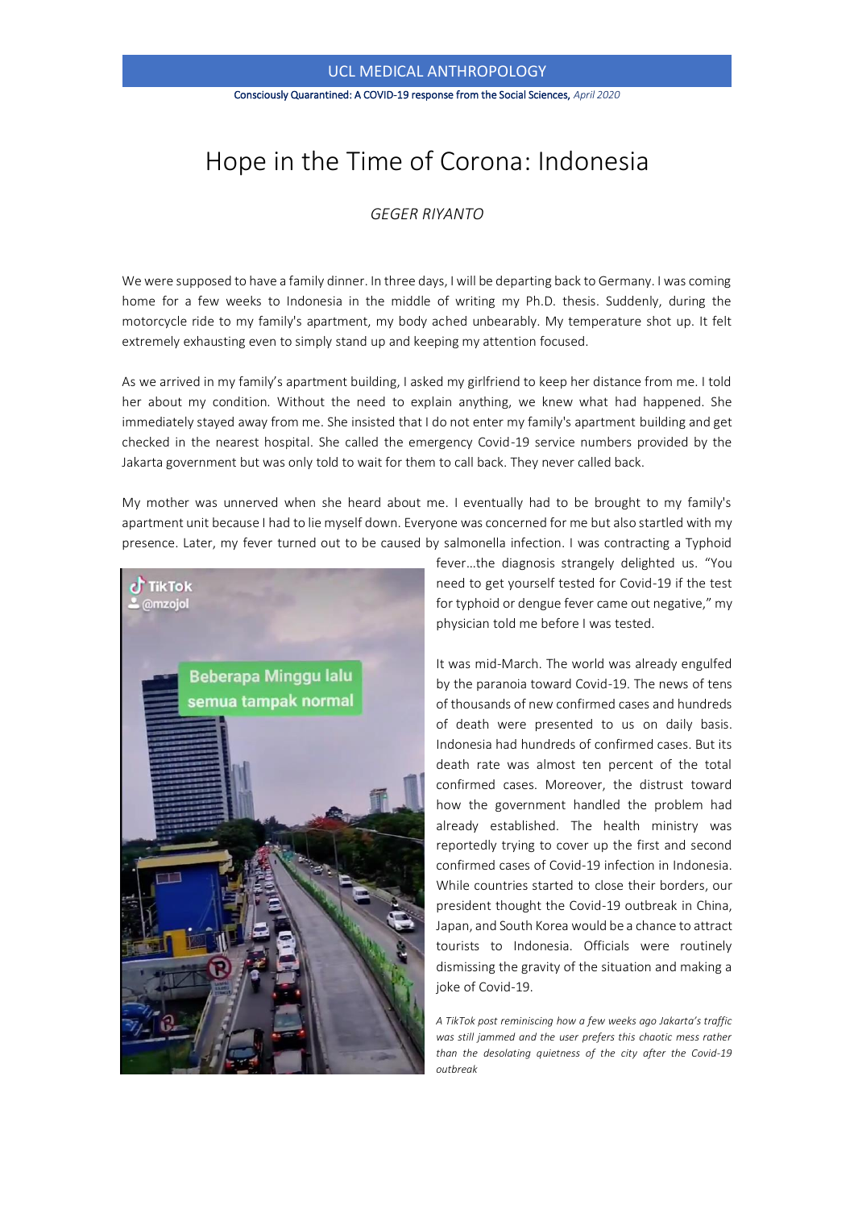# Hope in the Time of Corona: Indonesia

*GEGER RIYANTO*

We were supposed to have a family dinner. In three days, I will be departing back to Germany. I was coming home for a few weeks to Indonesia in the middle of writing my Ph.D. thesis. Suddenly, during the motorcycle ride to my family's apartment, my body ached unbearably. My temperature shot up. It felt extremely exhausting even to simply stand up and keeping my attention focused.

As we arrived in my family's apartment building, I asked my girlfriend to keep her distance from me. I told her about my condition. Without the need to explain anything, we knew what had happened. She immediately stayed away from me. She insisted that I do not enter my family's apartment building and get checked in the nearest hospital. She called the emergency Covid-19 service numbers provided by the Jakarta government but was only told to wait for them to call back. They never called back.

My mother was unnerved when she heard about me. I eventually had to be brought to my family's apartment unit because I had to lie myself down. Everyone was concerned for me but also startled with my presence. Later, my fever turned out to be caused by salmonella infection. I was contracting a Typhoid fever…the diagnosis strangely delighted us. "You need to get yourself tested for Covid-19 if the test for typhoid or dengue fever came out negative," my physician told me before I was tested.

It was mid-March. The world was already engulfed by the paranoia toward Covid-19. The news of tens of thousands of new confirmed cases and hundreds of death were presented to us on daily basis. Indonesia had hundreds of confirmed cases. But its death rate was almost ten percent of the total confirmed cases. Moreover, the distrust toward how the government handled the problem had already established. The health ministry was reportedly trying to cover up the first and second confirmed cases of Covid-19 infection in Indonesia. While countries started to close their borders, our president thought the Covid-19 outbreak in China, Japan, and South Korea would be a chance to attract tourists to Indonesia. Officials were routinely dismissing the gravity of the situation and making a joke of Covid-19.

*A TikTok post reminiscing how a few weeks ago Jakarta's traffic was still jammed and the user prefers this chaotic mess rather than the desolating quietness of the city after the Covid-19 outbreak*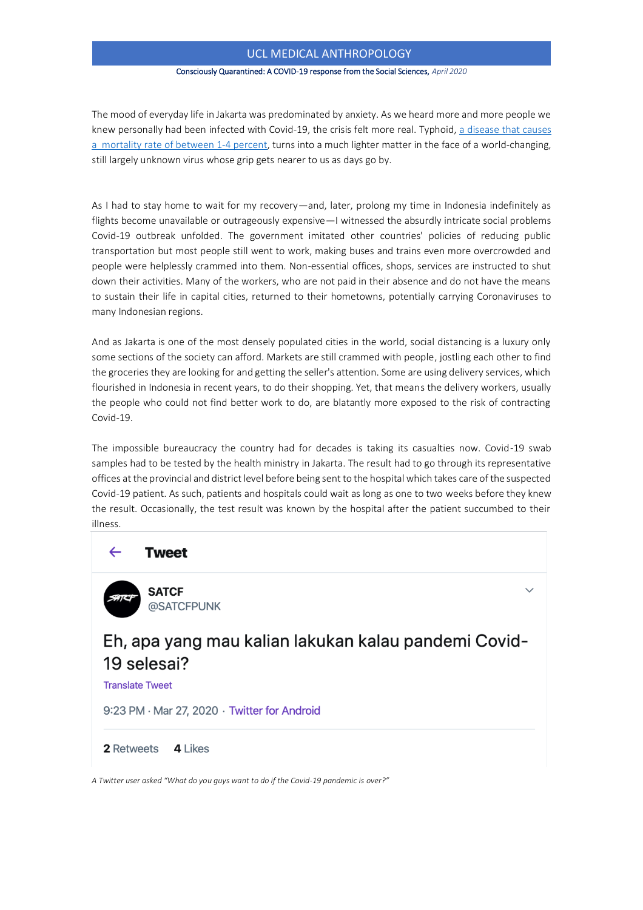The mood of everyday life in Jakarta was predominated by anxiety. As we heard more and more people we knew personally had been infected with Covid-19, the crisis felt more real. Typhoid, a disease that causes a mortality rate of between 1-4 percent, turns into a much lighter matter in the face of a world-changing, still largely unknown virus whose grip gets nearer to us as days go by.

As I had to stay home to wait for my recovery—and, later, prolong my time in Indonesia indefinitely as flights become unavailable or outrageously expensive—I witnessed the absurdly intricate social problems Covid-19 outbreak unfolded. The government imitated other countries' policies of reducing public transportation but most people still went to work, making buses and trains even more overcrowded and people were helplessly crammed into them. Non-essential offices, shops, services are instructed to shut down their activities. Many of the workers, who are not paid in their absence and do not have the means to sustain their life in capital cities, returned to their hometowns, potentially carrying Coronaviruses to many Indonesian regions.

And as Jakarta is one of the most densely populated cities in the world, social distancing is a luxury only some sections of the society can afford. Markets are still crammed with people, jostling each other to find the groceries they are looking for and getting the seller's attention. Some are using delivery services, which flourished in Indonesia in recent years, to do their shopping. Yet, that means the delivery workers, usually the people who could not find better work to do, are blatantly more exposed to the risk of contracting Covid-19.

The impossible bureaucracy the country had for decades is taking its casualties now. Covid-19 swab samples had to be tested by the health ministry in Jakarta. The result had to go through its representative offices at the provincial and district level before being sent to the hospital which takes care of the suspected Covid-19 patient. As such, patients and hospitals could wait as long as one to two weeks before they knew the result. Occasionally, the test result was known by the hospital after the patient succumbed to their illness.

**Tweet**

**SATCF**
@SATCFPUNK

Eh, apa yang mau kalian lakukan kalau pandemi Covid-19 selesai?

Translate Tweet

9:23 PM · Mar 27, 2020 · Twitter for Android

**2** Retweets **4** Likes

*A Twitter user asked "What do you guys want to do if the Covid-19 pandemic is over?"*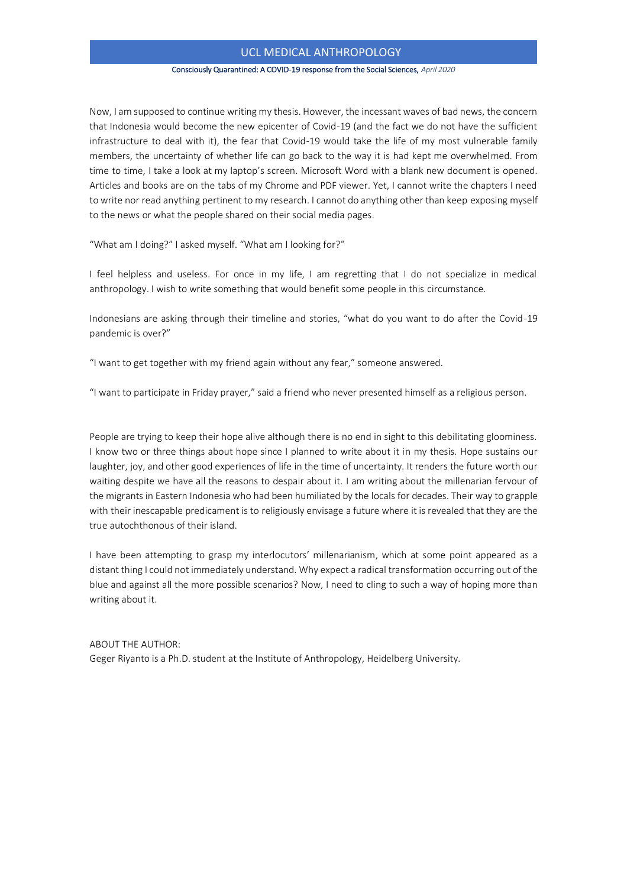Now, I am supposed to continue writing my thesis. However, the incessant waves of bad news, the concern that Indonesia would become the new epicenter of Covid-19 (and the fact we do not have the sufficient infrastructure to deal with it), the fear that Covid-19 would take the life of my most vulnerable family members, the uncertainty of whether life can go back to the way it is had kept me overwhelmed. From time to time, I take a look at my laptop's screen. Microsoft Word with a blank new document is opened. Articles and books are on the tabs of my Chrome and PDF viewer. Yet, I cannot write the chapters I need to write nor read anything pertinent to my research. I cannot do anything other than keep exposing myself to the news or what the people shared on their social media pages.

"What am I doing?" I asked myself. "What am I looking for?"

I feel helpless and useless. For once in my life, I am regretting that I do not specialize in medical anthropology. I wish to write something that would benefit some people in this circumstance.

Indonesians are asking through their timeline and stories, "what do you want to do after the Covid-19 pandemic is over?"

"I want to get together with my friend again without any fear," someone answered.

"I want to participate in Friday prayer," said a friend who never presented himself as a religious person.

People are trying to keep their hope alive although there is no end in sight to this debilitating gloominess. I know two or three things about hope since I planned to write about it in my thesis. Hope sustains our laughter, joy, and other good experiences of life in the time of uncertainty. It renders the future worth our waiting despite we have all the reasons to despair about it. I am writing about the millenarian fervour of the migrants in Eastern Indonesia who had been humiliated by the locals for decades. Their way to grapple with their inescapable predicament is to religiously envisage a future where it is revealed that they are the true autochthonous of their island.

I have been attempting to grasp my interlocutors' millenarianism, which at some point appeared as a distant thing I could not immediately understand. Why expect a radical transformation occurring out of the blue and against all the more possible scenarios? Now, I need to cling to such a way of hoping more than writing about it.

ABOUT THE AUTHOR:
Geger Riyanto is a Ph.D. student at the Institute of Anthropology, Heidelberg University.